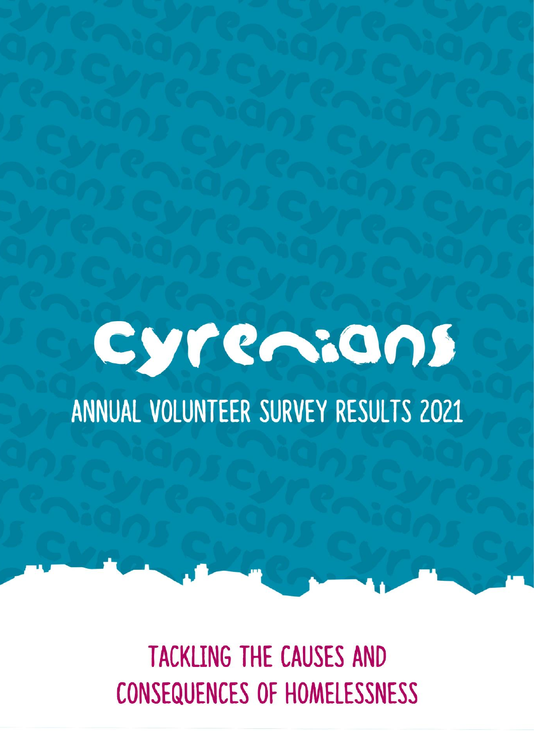# Cyrenians

## ANNUAL VOLUNTEER SURVEY RESULTS 2021

TACKLING THE CAUSES AND CONSEQUENCES OF HOMELESSNESS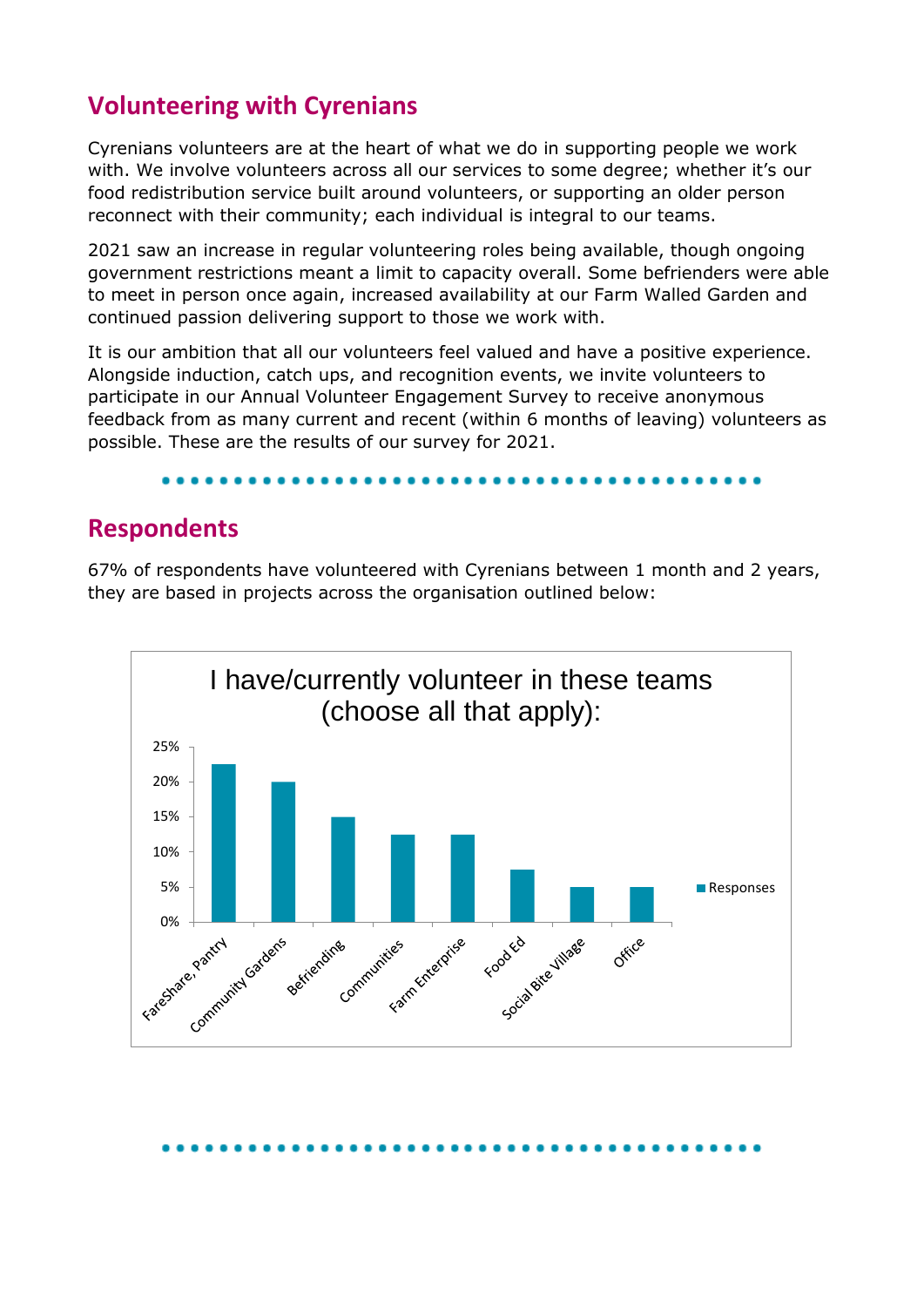## Volunteering with Cyrenians

Cyrenians volunteers are at the heart of what we do in supporting people we work with. We involve volunteers across all our services to some degree; whether it's our food redistribution service built around volunteers, or supporting an older person reconnect with their community; each individual is integral to our teams.

2021 saw an increase in regular volunteering roles being available, though ongoing government restrictions meant a limit to capacity overall. Some befrienders were able to meet in person once again, increased availability at our Farm Walled Garden and continued passion delivering support to those we work with.

It is our ambition that all our volunteers feel valued and have a positive experience. Alongside induction, catch ups, and recognition events, we invite volunteers to participate in our Annual Volunteer Engagement Survey to receive anonymous feedback from as many current and recent (within 6 months of leaving) volunteers as possible. These are the results of our survey for 2021.

## Respondents

67% of respondents have volunteered with Cyrenians between 1 month and 2 years, they are based in projects across the organisation outlined below:

**I have/currently volunteer in these teams (choose all that apply):**

| Team | Responses |
|---|---|
| FareShare, Pantry | 22.5% |
| Community Gardens | 20% |
| Befriending | 15% |
| Communities | 12.5% |
| Farm Enterprise | 12.5% |
| Food Ed | 7.5% |
| Social Bite Village | 5% |
| Office | 5% |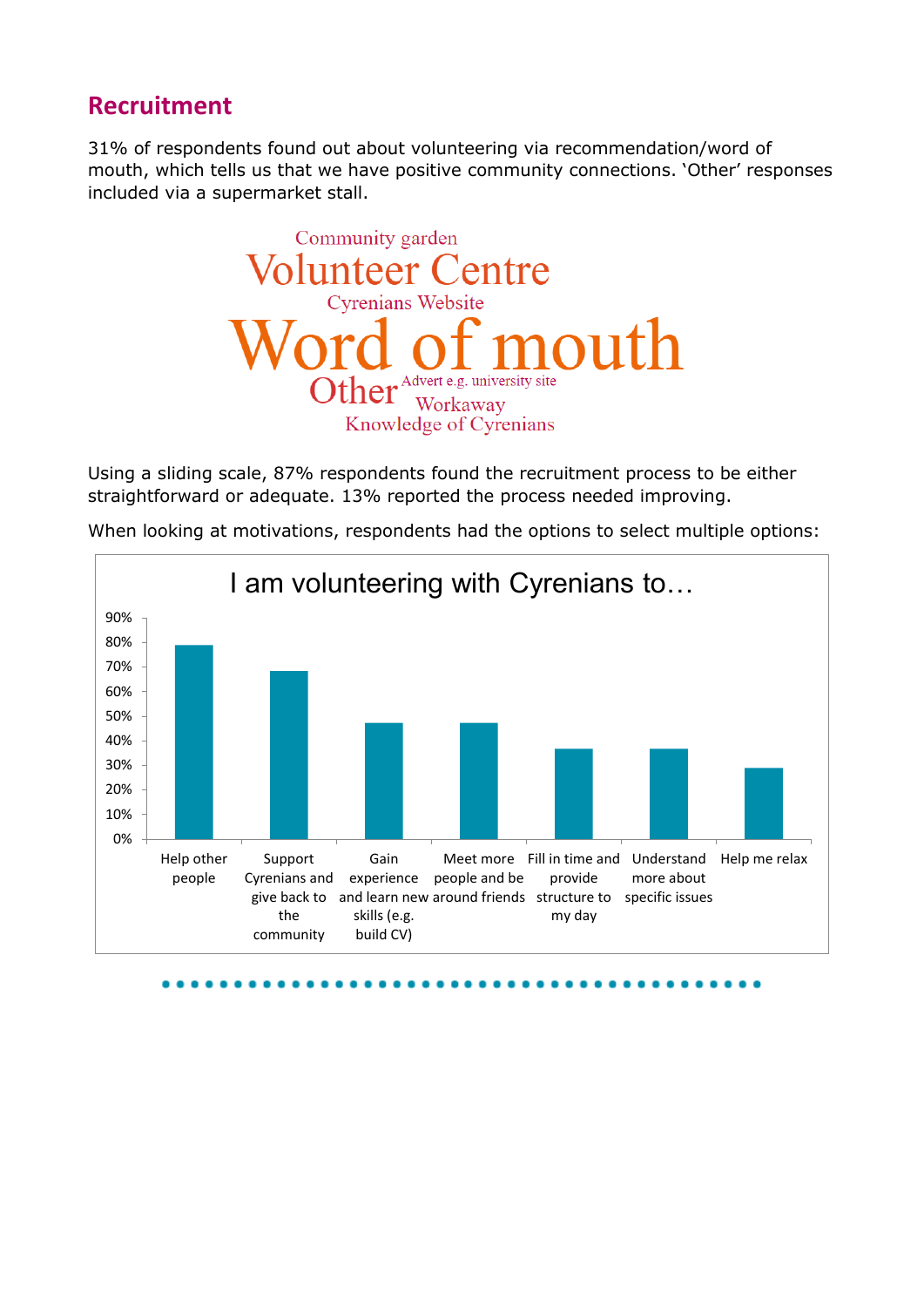## Recruitment

31% of respondents found out about volunteering via recommendation/word of mouth, which tells us that we have positive community connections. 'Other' responses included via a supermarket stall.

Community garden
Volunteer Centre
Cyrenians Website
Word of mouth
Other
Advert e.g. university site
Workaway
Knowledge of Cyrenians

Using a sliding scale, 87% respondents found the recruitment process to be either straightforward or adequate. 13% reported the process needed improving.

When looking at motivations, respondents had the options to select multiple options:

**I am volunteering with Cyrenians to…**

| Motivation | Approx. % |
|---|---|
| Help other people | 79% |
| Support Cyrenians and give back to the community | 68% |
| Gain experience and learn new skills (e.g. build CV) | 47% |
| Meet more people and be around friends | 47% |
| Fill in time and provide structure to my day | 37% |
| Understand more about specific issues | 37% |
| Help me relax | 29% |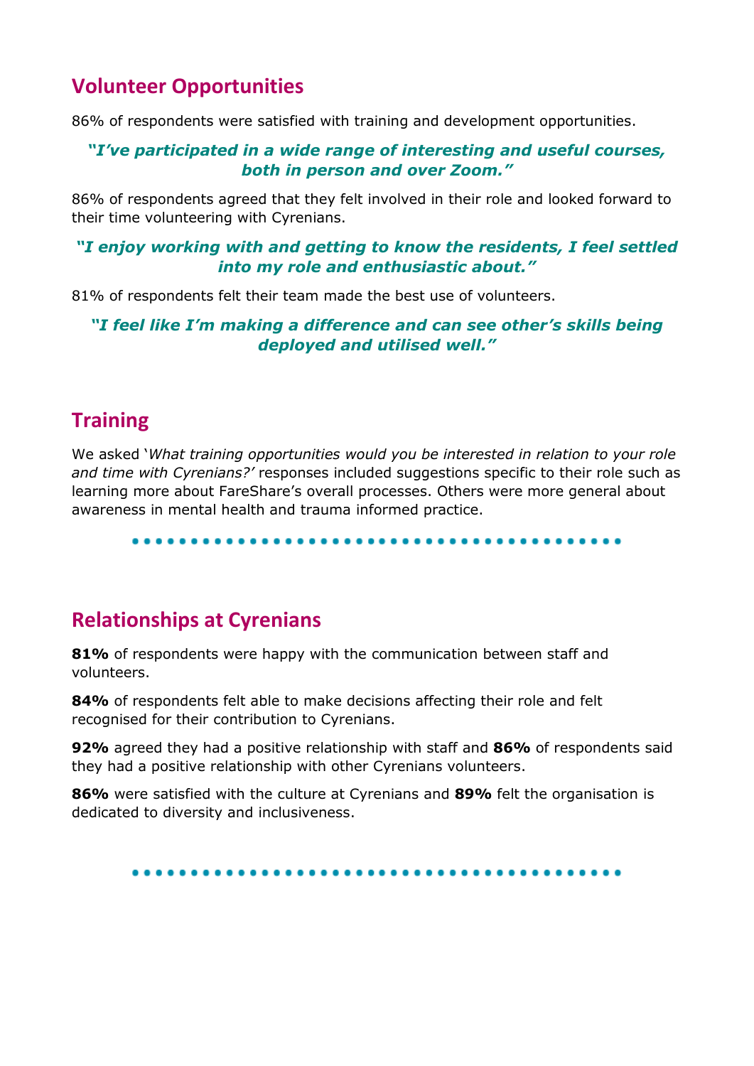## Volunteer Opportunities

86% of respondents were satisfied with training and development opportunities.

***"I've participated in a wide range of interesting and useful courses, both in person and over Zoom."***

86% of respondents agreed that they felt involved in their role and looked forward to their time volunteering with Cyrenians.

***"I enjoy working with and getting to know the residents, I feel settled into my role and enthusiastic about."***

81% of respondents felt their team made the best use of volunteers.

***"I feel like I'm making a difference and can see other's skills being deployed and utilised well."***

## Training

We asked '*What training opportunities would you be interested in relation to your role and time with Cyrenians?'* responses included suggestions specific to their role such as learning more about FareShare's overall processes. Others were more general about awareness in mental health and trauma informed practice.

## Relationships at Cyrenians

**81%** of respondents were happy with the communication between staff and volunteers.

**84%** of respondents felt able to make decisions affecting their role and felt recognised for their contribution to Cyrenians.

**92%** agreed they had a positive relationship with staff and **86%** of respondents said they had a positive relationship with other Cyrenians volunteers.

**86%** were satisfied with the culture at Cyrenians and **89%** felt the organisation is dedicated to diversity and inclusiveness.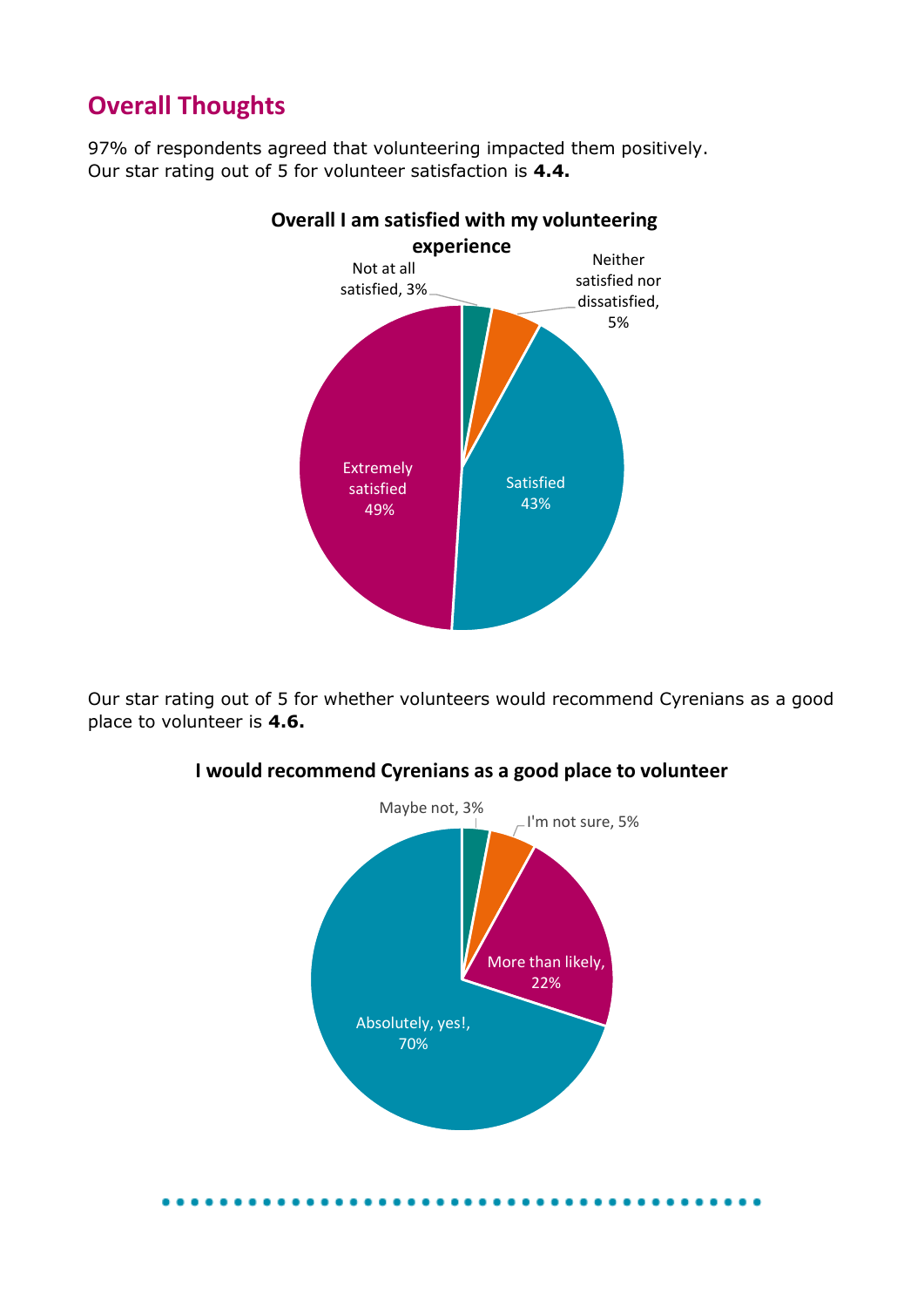## Overall Thoughts

97% of respondents agreed that volunteering impacted them positively.
Our star rating out of 5 for volunteer satisfaction is **4.4.**

**Overall I am satisfied with my volunteering experience**

| Response | Percentage |
|---|---|
| Not at all satisfied | 3% |
| Neither satisfied nor dissatisfied | 5% |
| Satisfied | 43% |
| Extremely satisfied | 49% |

Our star rating out of 5 for whether volunteers would recommend Cyrenians as a good place to volunteer is **4.6.**

**I would recommend Cyrenians as a good place to volunteer**

| Response | Percentage |
|---|---|
| Maybe not | 3% |
| I'm not sure | 5% |
| More than likely | 22% |
| Absolutely, yes! | 70% |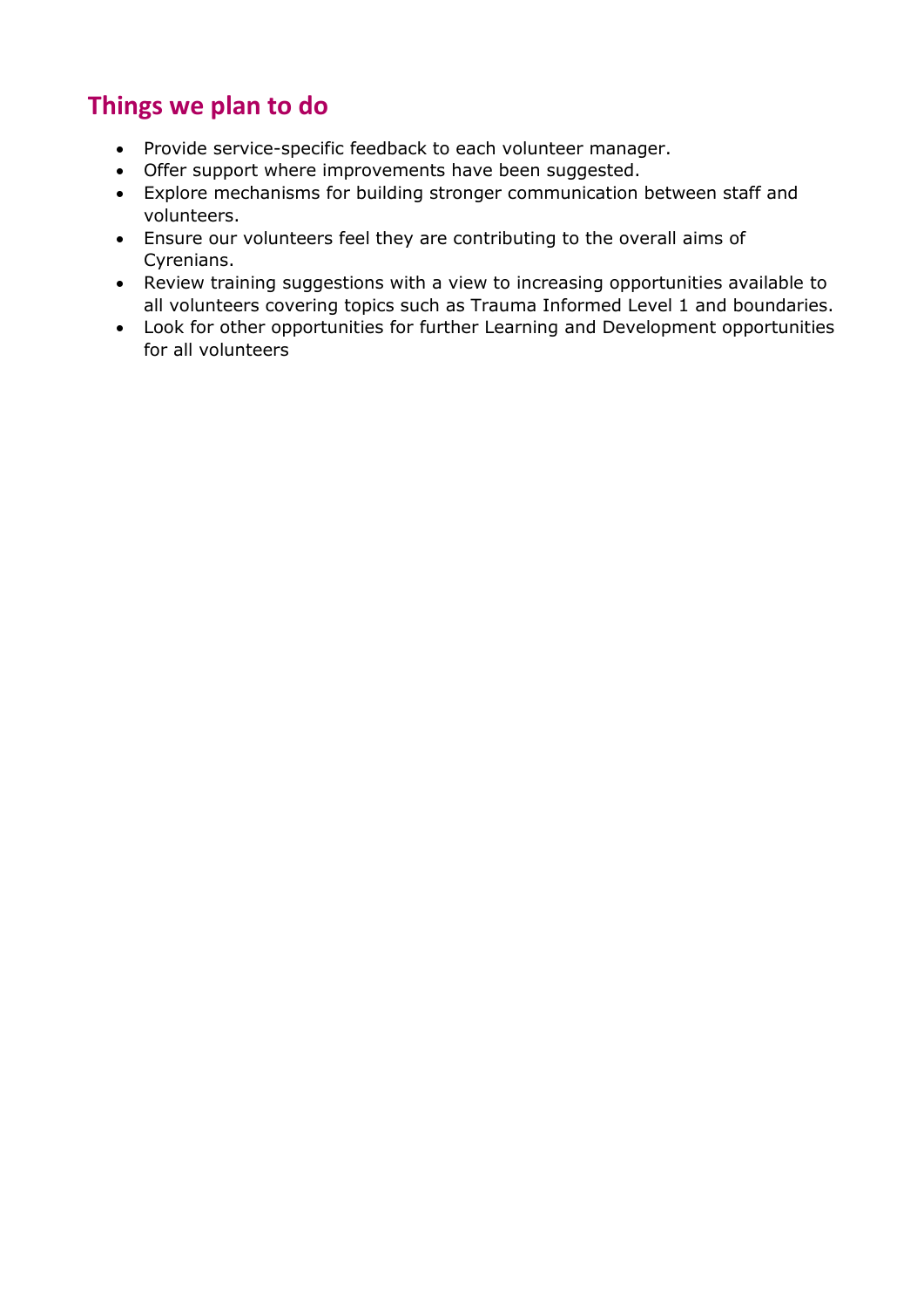## Things we plan to do

- Provide service-specific feedback to each volunteer manager.
- Offer support where improvements have been suggested.
- Explore mechanisms for building stronger communication between staff and volunteers.
- Ensure our volunteers feel they are contributing to the overall aims of Cyrenians.
- Review training suggestions with a view to increasing opportunities available to all volunteers covering topics such as Trauma Informed Level 1 and boundaries.
- Look for other opportunities for further Learning and Development opportunities for all volunteers